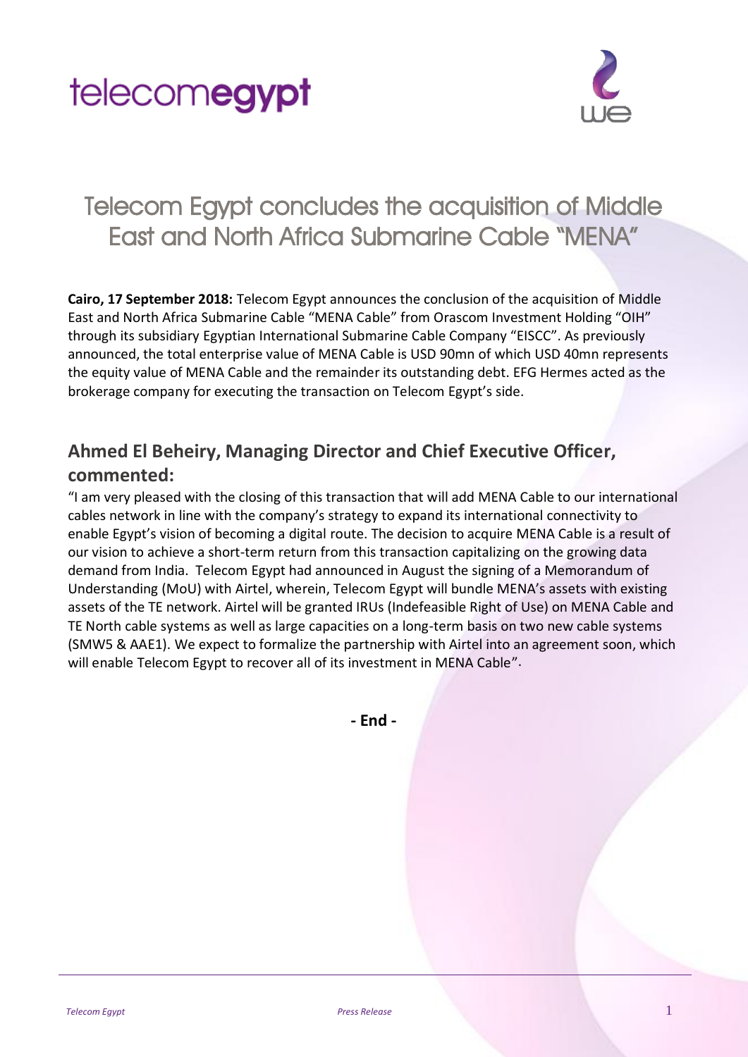telecom**egypt**

# Telecom Egypt concludes the acquisition of Middle East and North Africa Submarine Cable "MENA"

**Cairo, 17 September 2018:** Telecom Egypt announces the conclusion of the acquisition of Middle East and North Africa Submarine Cable "MENA Cable" from Orascom Investment Holding "OIH" through its subsidiary Egyptian International Submarine Cable Company "EISCC". As previously announced, the total enterprise value of MENA Cable is USD 90mn of which USD 40mn represents the equity value of MENA Cable and the remainder its outstanding debt. EFG Hermes acted as the brokerage company for executing the transaction on Telecom Egypt's side.

## Ahmed El Beheiry, Managing Director and Chief Executive Officer, commented:

"I am very pleased with the closing of this transaction that will add MENA Cable to our international cables network in line with the company's strategy to expand its international connectivity to enable Egypt's vision of becoming a digital route. The decision to acquire MENA Cable is a result of our vision to achieve a short-term return from this transaction capitalizing on the growing data demand from India. Telecom Egypt had announced in August the signing of a Memorandum of Understanding (MoU) with Airtel, wherein, Telecom Egypt will bundle MENA's assets with existing assets of the TE network. Airtel will be granted IRUs (Indefeasible Right of Use) on MENA Cable and TE North cable systems as well as large capacities on a long-term basis on two new cable systems (SMW5 & AAE1). We expect to formalize the partnership with Airtel into an agreement soon, which will enable Telecom Egypt to recover all of its investment in MENA Cable".

**- End -**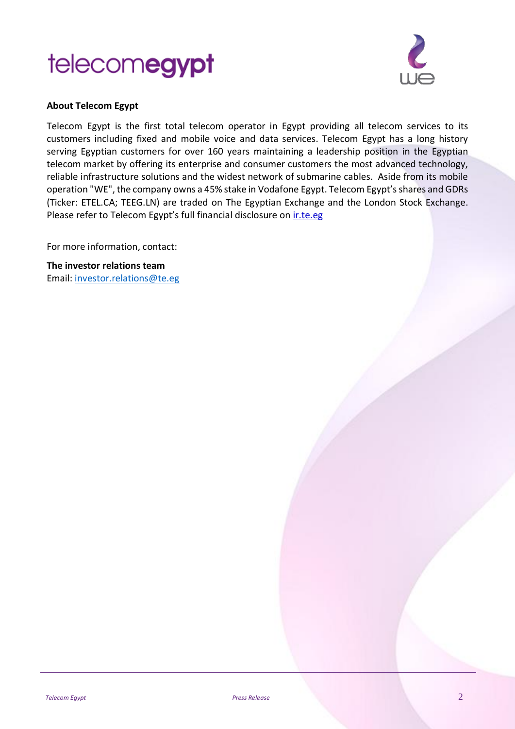**About Telecom Egypt**

Telecom Egypt is the first total telecom operator in Egypt providing all telecom services to its customers including fixed and mobile voice and data services. Telecom Egypt has a long history serving Egyptian customers for over 160 years maintaining a leadership position in the Egyptian telecom market by offering its enterprise and consumer customers the most advanced technology, reliable infrastructure solutions and the widest network of submarine cables. Aside from its mobile operation "WE", the company owns a 45% stake in Vodafone Egypt. Telecom Egypt's shares and GDRs (Ticker: ETEL.CA; TEEG.LN) are traded on The Egyptian Exchange and the London Stock Exchange. Please refer to Telecom Egypt's full financial disclosure on [ir.te.eg](ir.te.eg)

For more information, contact:

**The investor relations team**
Email: [investor.relations@te.eg](mailto:investor.relations@te.eg)